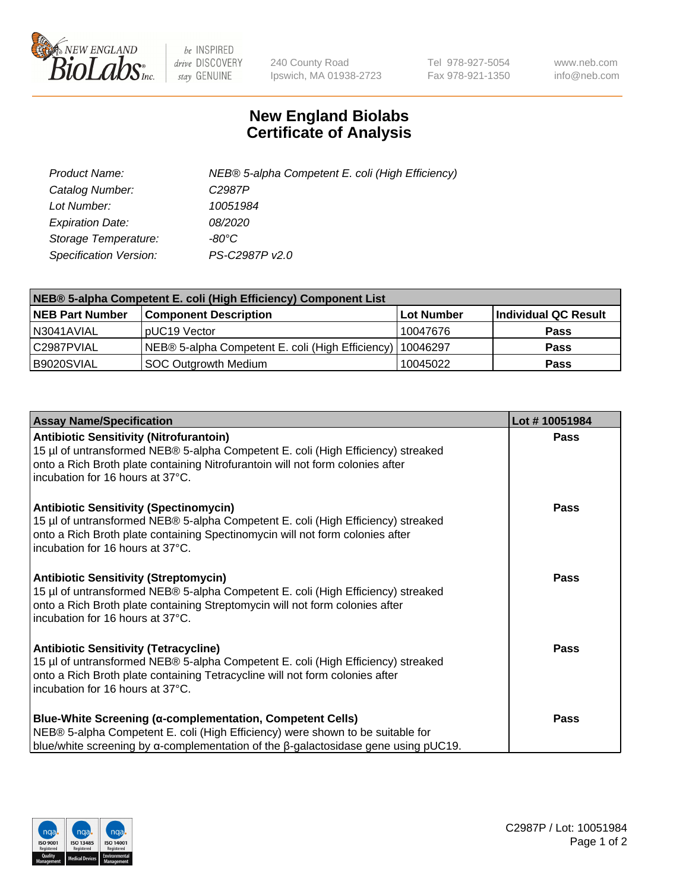# New England Biolabs Certificate of Analysis

| | |
|---|---|
| *Product Name:* | *NEB® 5-alpha Competent E. coli (High Efficiency)* |
| *Catalog Number:* | *C2987P* |
| *Lot Number:* | *10051984* |
| *Expiration Date:* | *08/2020* |
| *Storage Temperature:* | *-80°C* |
| *Specification Version:* | *PS-C2987P v2.0* |

| NEB® 5-alpha Competent E. coli (High Efficiency) Component List | | | |
|---|---|---|---|
| **NEB Part Number** | **Component Description** | **Lot Number** | **Individual QC Result** |
| N3041AVIAL | pUC19 Vector | 10047676 | **Pass** |
| C2987PVIAL | NEB® 5-alpha Competent E. coli (High Efficiency) | 10046297 | **Pass** |
| B9020SVIAL | SOC Outgrowth Medium | 10045022 | **Pass** |

| Assay Name/Specification | Lot # 10051984 |
|---|---|
| **Antibiotic Sensitivity (Nitrofurantoin)**<br>15 µl of untransformed NEB® 5-alpha Competent E. coli (High Efficiency) streaked onto a Rich Broth plate containing Nitrofurantoin will not form colonies after incubation for 16 hours at 37°C. | **Pass** |
| **Antibiotic Sensitivity (Spectinomycin)**<br>15 µl of untransformed NEB® 5-alpha Competent E. coli (High Efficiency) streaked onto a Rich Broth plate containing Spectinomycin will not form colonies after incubation for 16 hours at 37°C. | **Pass** |
| **Antibiotic Sensitivity (Streptomycin)**<br>15 µl of untransformed NEB® 5-alpha Competent E. coli (High Efficiency) streaked onto a Rich Broth plate containing Streptomycin will not form colonies after incubation for 16 hours at 37°C. | **Pass** |
| **Antibiotic Sensitivity (Tetracycline)**<br>15 µl of untransformed NEB® 5-alpha Competent E. coli (High Efficiency) streaked onto a Rich Broth plate containing Tetracycline will not form colonies after incubation for 16 hours at 37°C. | **Pass** |
| **Blue-White Screening (α-complementation, Competent Cells)**<br>NEB® 5-alpha Competent E. coli (High Efficiency) were shown to be suitable for blue/white screening by α-complementation of the β-galactosidase gene using pUC19. | **Pass** |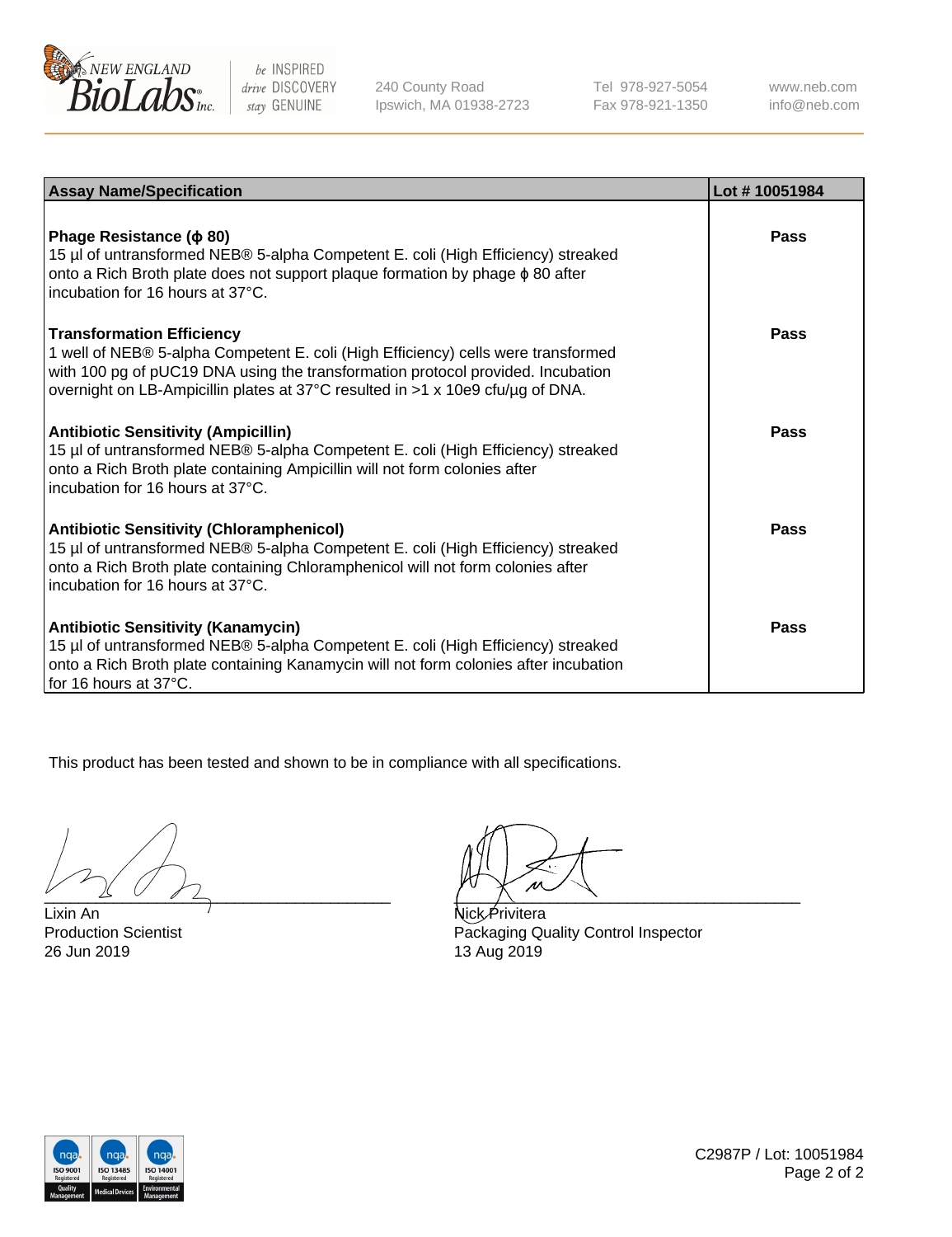| Assay Name/Specification | Lot # 10051984 |
|---|---|
| **Phage Resistance (ϕ 80)**<br>15 µl of untransformed NEB® 5-alpha Competent E. coli (High Efficiency) streaked onto a Rich Broth plate does not support plaque formation by phage ϕ 80 after incubation for 16 hours at 37°C. | **Pass** |
| **Transformation Efficiency**<br>1 well of NEB® 5-alpha Competent E. coli (High Efficiency) cells were transformed with 100 pg of pUC19 DNA using the transformation protocol provided. Incubation overnight on LB-Ampicillin plates at 37°C resulted in >1 x 10e9 cfu/µg of DNA. | **Pass** |
| **Antibiotic Sensitivity (Ampicillin)**<br>15 µl of untransformed NEB® 5-alpha Competent E. coli (High Efficiency) streaked onto a Rich Broth plate containing Ampicillin will not form colonies after incubation for 16 hours at 37°C. | **Pass** |
| **Antibiotic Sensitivity (Chloramphenicol)**<br>15 µl of untransformed NEB® 5-alpha Competent E. coli (High Efficiency) streaked onto a Rich Broth plate containing Chloramphenicol will not form colonies after incubation for 16 hours at 37°C. | **Pass** |
| **Antibiotic Sensitivity (Kanamycin)**<br>15 µl of untransformed NEB® 5-alpha Competent E. coli (High Efficiency) streaked onto a Rich Broth plate containing Kanamycin will not form colonies after incubation for 16 hours at 37°C. | **Pass** |

This product has been tested and shown to be in compliance with all specifications.

Lixin An
Production Scientist
26 Jun 2019

Nick Privitera
Packaging Quality Control Inspector
13 Aug 2019

C2987P / Lot: 10051984